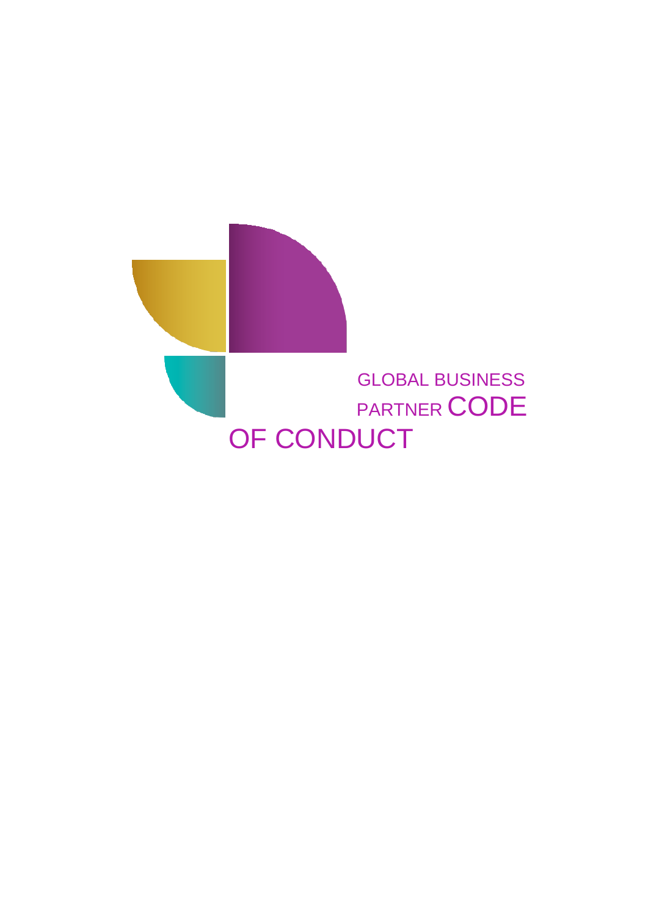# GLOBAL BUSINESS PARTNER CODE OF CONDUCT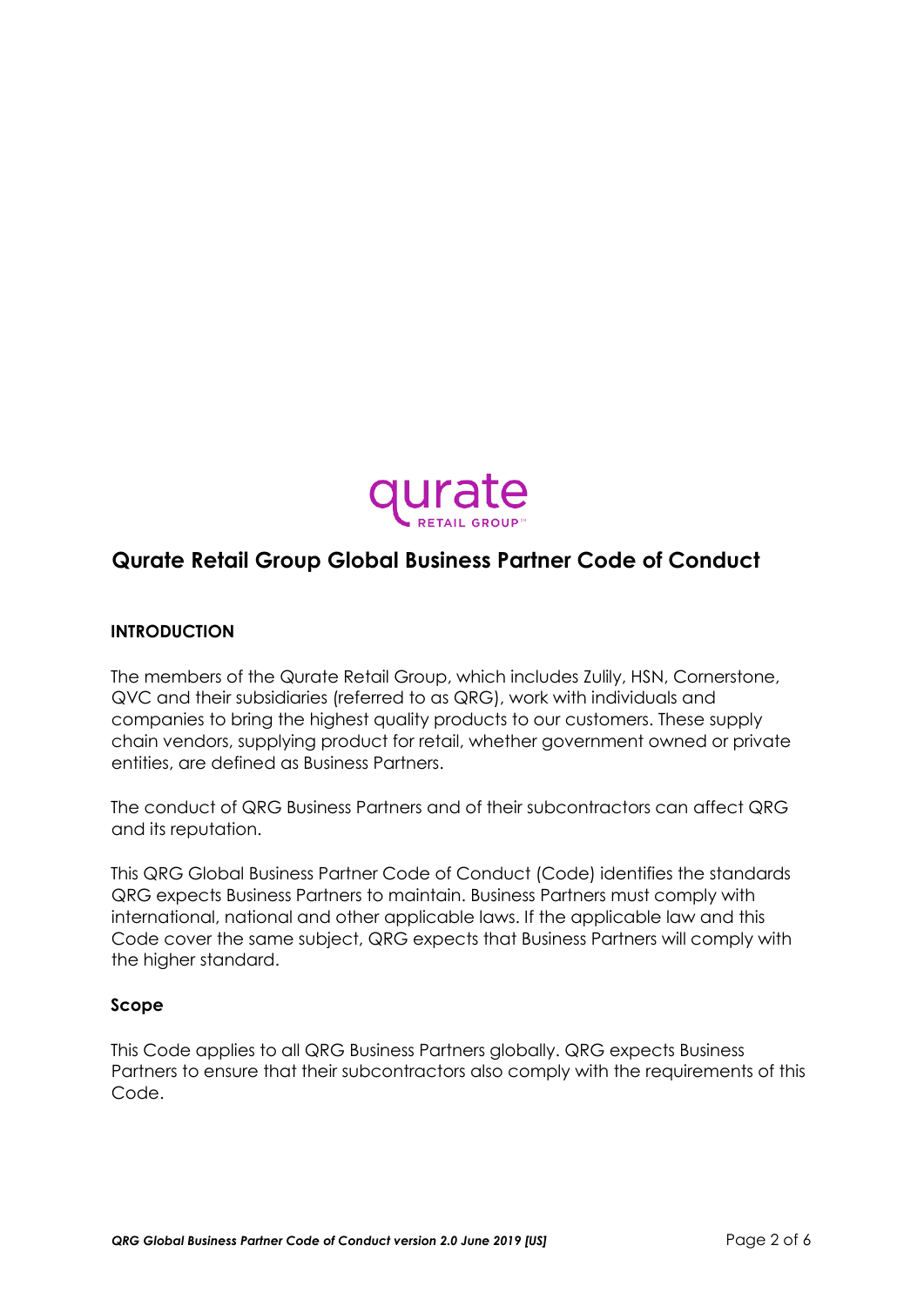# Qurate Retail Group Global Business Partner Code of Conduct

## INTRODUCTION

The members of the Qurate Retail Group, which includes Zulily, HSN, Cornerstone, QVC and their subsidiaries (referred to as QRG), work with individuals and companies to bring the highest quality products to our customers. These supply chain vendors, supplying product for retail, whether government owned or private entities, are defined as Business Partners.

The conduct of QRG Business Partners and of their subcontractors can affect QRG and its reputation.

This QRG Global Business Partner Code of Conduct (Code) identifies the standards QRG expects Business Partners to maintain. Business Partners must comply with international, national and other applicable laws. If the applicable law and this Code cover the same subject, QRG expects that Business Partners will comply with the higher standard.

### Scope

This Code applies to all QRG Business Partners globally. QRG expects Business Partners to ensure that their subcontractors also comply with the requirements of this Code.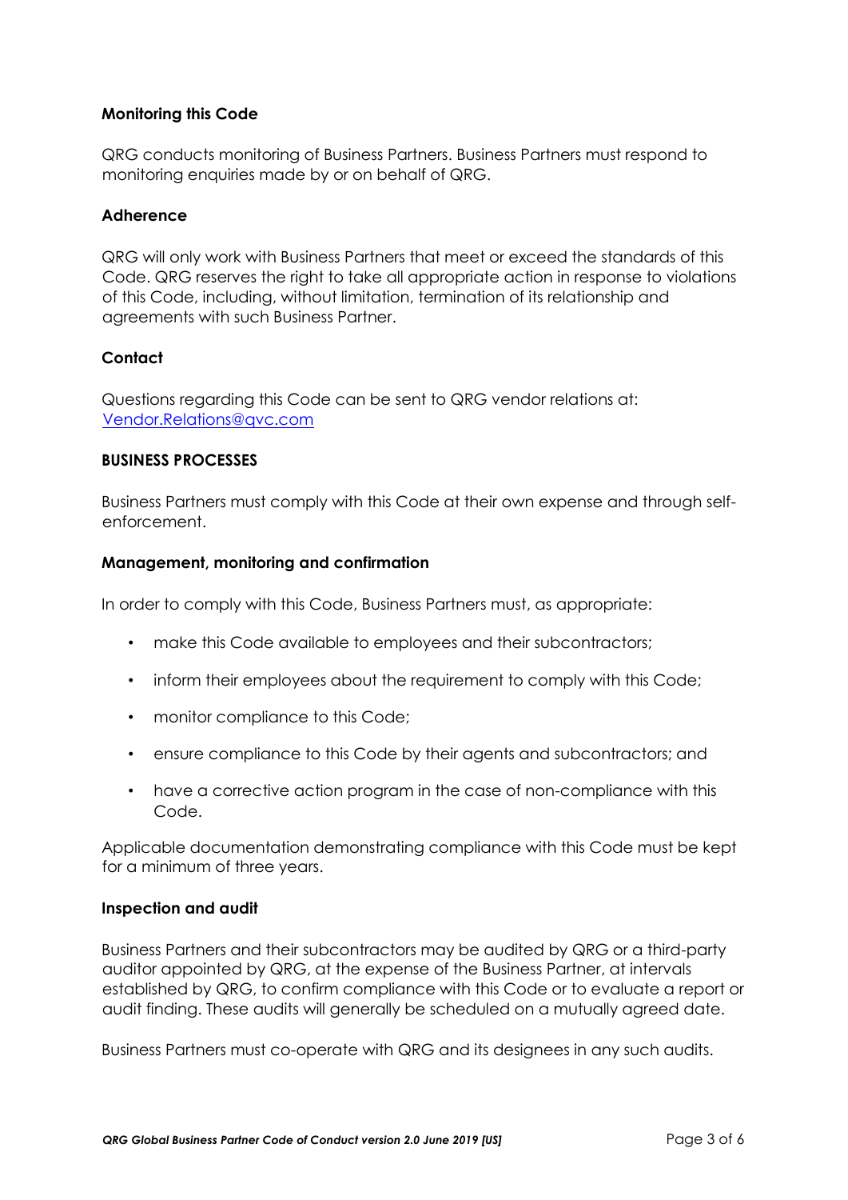**Monitoring this Code**

QRG conducts monitoring of Business Partners. Business Partners must respond to monitoring enquiries made by or on behalf of QRG.

**Adherence**

QRG will only work with Business Partners that meet or exceed the standards of this Code. QRG reserves the right to take all appropriate action in response to violations of this Code, including, without limitation, termination of its relationship and agreements with such Business Partner.

**Contact**

Questions regarding this Code can be sent to QRG vendor relations at: Vendor.Relations@qvc.com

**BUSINESS PROCESSES**

Business Partners must comply with this Code at their own expense and through self-enforcement.

**Management, monitoring and confirmation**

In order to comply with this Code, Business Partners must, as appropriate:

- make this Code available to employees and their subcontractors;
- inform their employees about the requirement to comply with this Code;
- monitor compliance to this Code;
- ensure compliance to this Code by their agents and subcontractors; and
- have a corrective action program in the case of non-compliance with this Code.

Applicable documentation demonstrating compliance with this Code must be kept for a minimum of three years.

**Inspection and audit**

Business Partners and their subcontractors may be audited by QRG or a third-party auditor appointed by QRG, at the expense of the Business Partner, at intervals established by QRG, to confirm compliance with this Code or to evaluate a report or audit finding. These audits will generally be scheduled on a mutually agreed date.

Business Partners must co-operate with QRG and its designees in any such audits.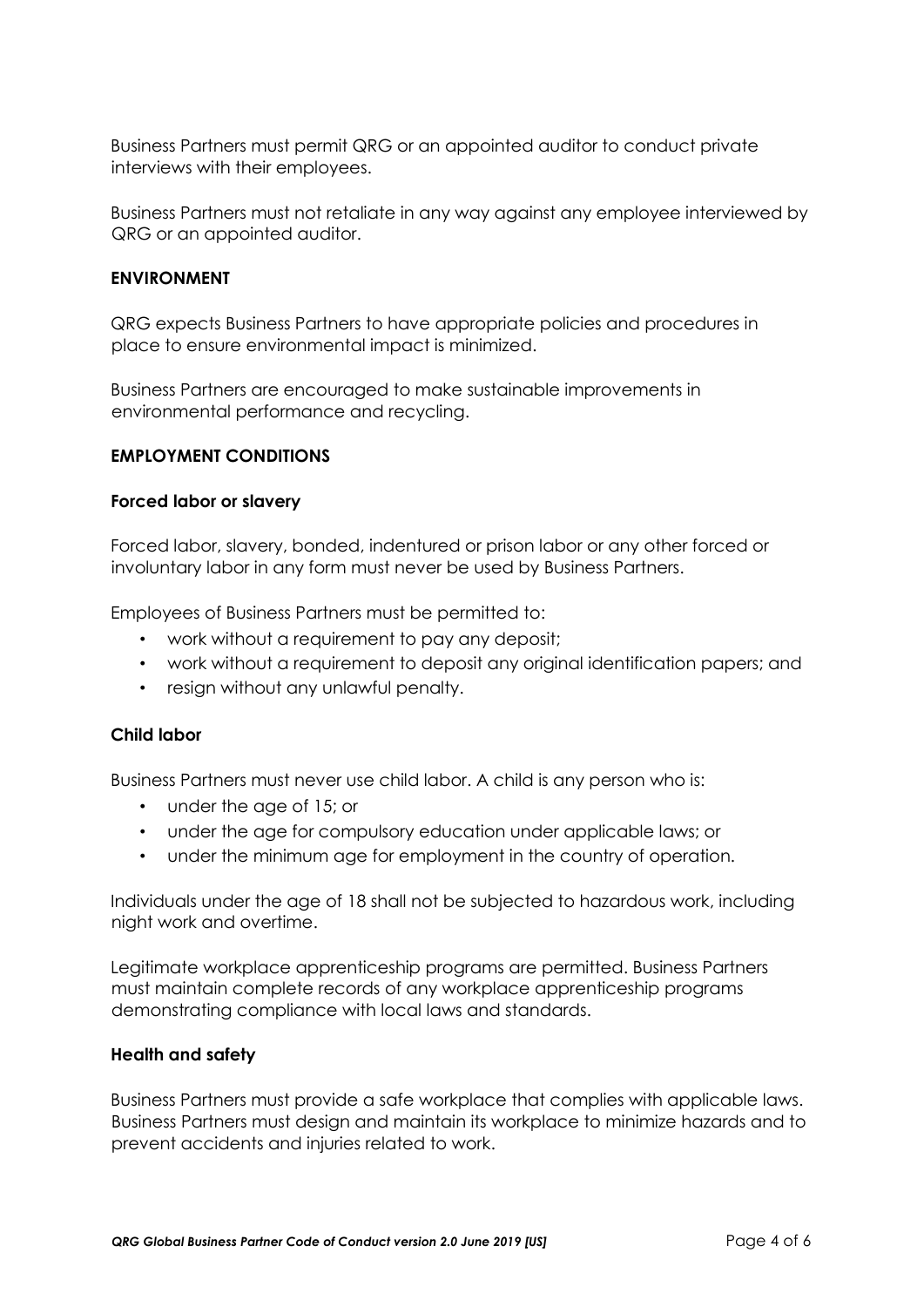Business Partners must permit QRG or an appointed auditor to conduct private interviews with their employees.

Business Partners must not retaliate in any way against any employee interviewed by QRG or an appointed auditor.

## ENVIRONMENT

QRG expects Business Partners to have appropriate policies and procedures in place to ensure environmental impact is minimized.

Business Partners are encouraged to make sustainable improvements in environmental performance and recycling.

## EMPLOYMENT CONDITIONS

### Forced labor or slavery

Forced labor, slavery, bonded, indentured or prison labor or any other forced or involuntary labor in any form must never be used by Business Partners.

Employees of Business Partners must be permitted to:

- work without a requirement to pay any deposit;
- work without a requirement to deposit any original identification papers; and
- resign without any unlawful penalty.

### Child labor

Business Partners must never use child labor. A child is any person who is:

- under the age of 15; or
- under the age for compulsory education under applicable laws; or
- under the minimum age for employment in the country of operation.

Individuals under the age of 18 shall not be subjected to hazardous work, including night work and overtime.

Legitimate workplace apprenticeship programs are permitted. Business Partners must maintain complete records of any workplace apprenticeship programs demonstrating compliance with local laws and standards.

### Health and safety

Business Partners must provide a safe workplace that complies with applicable laws. Business Partners must design and maintain its workplace to minimize hazards and to prevent accidents and injuries related to work.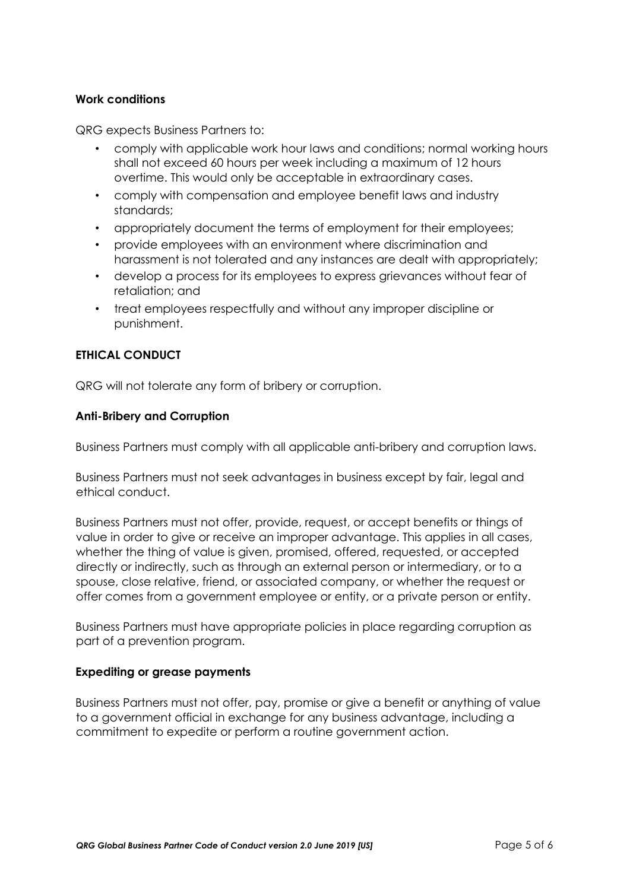**Work conditions**

QRG expects Business Partners to:

- comply with applicable work hour laws and conditions; normal working hours shall not exceed 60 hours per week including a maximum of 12 hours overtime. This would only be acceptable in extraordinary cases.
- comply with compensation and employee benefit laws and industry standards;
- appropriately document the terms of employment for their employees;
- provide employees with an environment where discrimination and harassment is not tolerated and any instances are dealt with appropriately;
- develop a process for its employees to express grievances without fear of retaliation; and
- treat employees respectfully and without any improper discipline or punishment.

## ETHICAL CONDUCT

QRG will not tolerate any form of bribery or corruption.

**Anti-Bribery and Corruption**

Business Partners must comply with all applicable anti-bribery and corruption laws.

Business Partners must not seek advantages in business except by fair, legal and ethical conduct.

Business Partners must not offer, provide, request, or accept benefits or things of value in order to give or receive an improper advantage. This applies in all cases, whether the thing of value is given, promised, offered, requested, or accepted directly or indirectly, such as through an external person or intermediary, or to a spouse, close relative, friend, or associated company, or whether the request or offer comes from a government employee or entity, or a private person or entity.

Business Partners must have appropriate policies in place regarding corruption as part of a prevention program.

**Expediting or grease payments**

Business Partners must not offer, pay, promise or give a benefit or anything of value to a government official in exchange for any business advantage, including a commitment to expedite or perform a routine government action.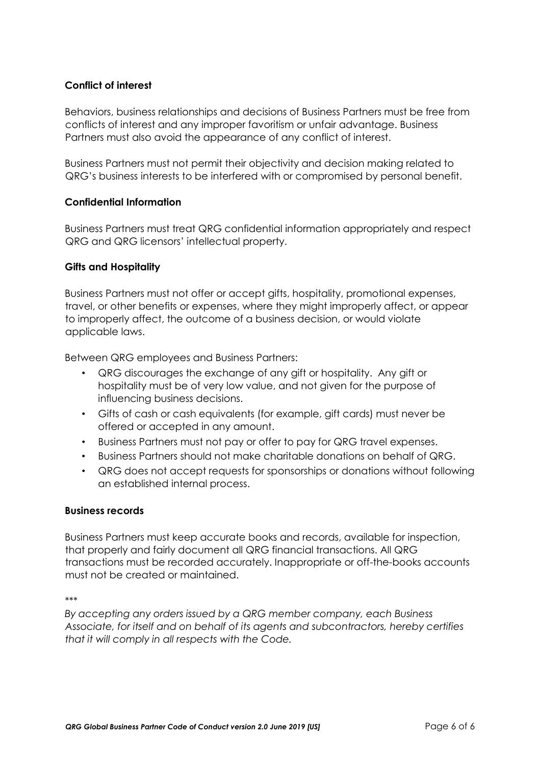**Conflict of interest**

Behaviors, business relationships and decisions of Business Partners must be free from conflicts of interest and any improper favoritism or unfair advantage. Business Partners must also avoid the appearance of any conflict of interest.

Business Partners must not permit their objectivity and decision making related to QRG's business interests to be interfered with or compromised by personal benefit.

**Confidential Information**

Business Partners must treat QRG confidential information appropriately and respect QRG and QRG licensors' intellectual property.

**Gifts and Hospitality**

Business Partners must not offer or accept gifts, hospitality, promotional expenses, travel, or other benefits or expenses, where they might improperly affect, or appear to improperly affect, the outcome of a business decision, or would violate applicable laws.

Between QRG employees and Business Partners:

- QRG discourages the exchange of any gift or hospitality. Any gift or hospitality must be of very low value, and not given for the purpose of influencing business decisions.
- Gifts of cash or cash equivalents (for example, gift cards) must never be offered or accepted in any amount.
- Business Partners must not pay or offer to pay for QRG travel expenses.
- Business Partners should not make charitable donations on behalf of QRG.
- QRG does not accept requests for sponsorships or donations without following an established internal process.

**Business records**

Business Partners must keep accurate books and records, available for inspection, that properly and fairly document all QRG financial transactions. All QRG transactions must be recorded accurately. Inappropriate or off-the-books accounts must not be created or maintained.

***

*By accepting any orders issued by a QRG member company, each Business Associate, for itself and on behalf of its agents and subcontractors, hereby certifies that it will comply in all respects with the Code.*